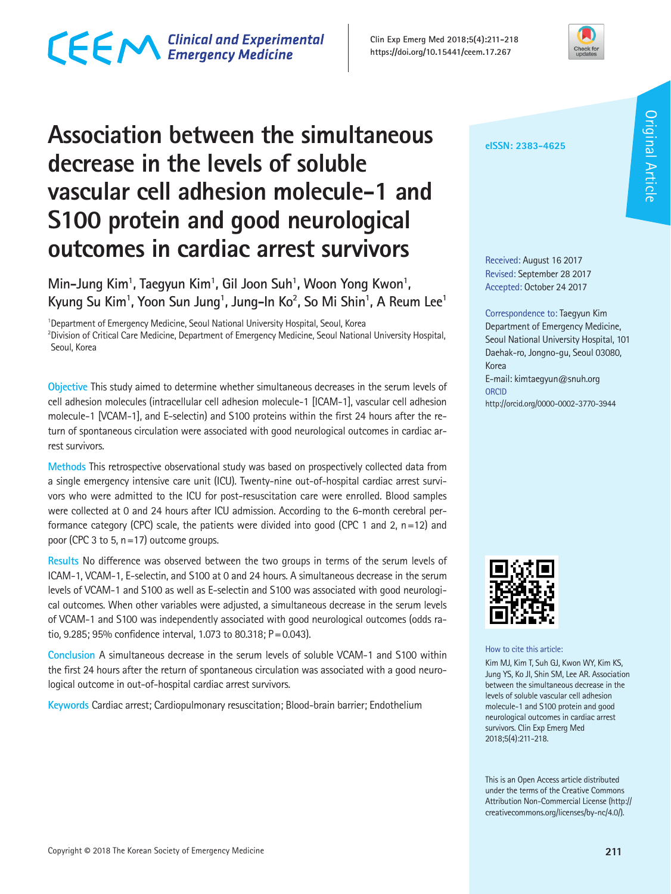# Association between the simultaneous decrease in the levels of soluble vascular cell adhesion molecule-1 and S100 protein and good neurological outcomes in cardiac arrest survivors

Min-Jung Kim[1], Taegyun Kim[1], Gil Joon Suh[1], Woon Yong Kwon[1], Kyung Su Kim[1], Yoon Sun Jung[1], Jung-In Ko[2], So Mi Shin[1], A Reum Lee[1]

[1]Department of Emergency Medicine, Seoul National University Hospital, Seoul, Korea
[2]Division of Critical Care Medicine, Department of Emergency Medicine, Seoul National University Hospital, Seoul, Korea

eISSN: 2383-4625

Original Article

Received: August 16 2017
Revised: September 28 2017
Accepted: October 24 2017

Correspondence to: Taegyun Kim
Department of Emergency Medicine, Seoul National University Hospital, 101 Daehak-ro, Jongno-gu, Seoul 03080, Korea
E-mail: kimtaegyun@snuh.org
ORCID
http://orcid.org/0000-0002-3770-3944

**Objective** This study aimed to determine whether simultaneous decreases in the serum levels of cell adhesion molecules (intracellular cell adhesion molecule-1 [ICAM-1], vascular cell adhesion molecule-1 [VCAM-1], and E-selectin) and S100 proteins within the first 24 hours after the return of spontaneous circulation were associated with good neurological outcomes in cardiac arrest survivors.

**Methods** This retrospective observational study was based on prospectively collected data from a single emergency intensive care unit (ICU). Twenty-nine out-of-hospital cardiac arrest survivors who were admitted to the ICU for post-resuscitation care were enrolled. Blood samples were collected at 0 and 24 hours after ICU admission. According to the 6-month cerebral performance category (CPC) scale, the patients were divided into good (CPC 1 and 2, n=12) and poor (CPC 3 to 5, n=17) outcome groups.

**Results** No difference was observed between the two groups in terms of the serum levels of ICAM-1, VCAM-1, E-selectin, and S100 at 0 and 24 hours. A simultaneous decrease in the serum levels of VCAM-1 and S100 as well as E-selectin and S100 was associated with good neurological outcomes. When other variables were adjusted, a simultaneous decrease in the serum levels of VCAM-1 and S100 was independently associated with good neurological outcomes (odds ratio, 9.285; 95% confidence interval, 1.073 to 80.318; P=0.043).

**Conclusion** A simultaneous decrease in the serum levels of soluble VCAM-1 and S100 within the first 24 hours after the return of spontaneous circulation was associated with a good neurological outcome in out-of-hospital cardiac arrest survivors.

**Keywords** Cardiac arrest; Cardiopulmonary resuscitation; Blood-brain barrier; Endothelium

How to cite this article:
Kim MJ, Kim T, Suh GJ, Kwon WY, Kim KS, Jung YS, Ko JI, Shin SM, Lee AR. Association between the simultaneous decrease in the levels of soluble vascular cell adhesion molecule-1 and S100 protein and good neurological outcomes in cardiac arrest survivors. Clin Exp Emerg Med 2018;5(4):211-218.

This is an Open Access article distributed under the terms of the Creative Commons Attribution Non-Commercial License (http://creativecommons.org/licenses/by-nc/4.0/).

Copyright © 2018 The Korean Society of Emergency Medicine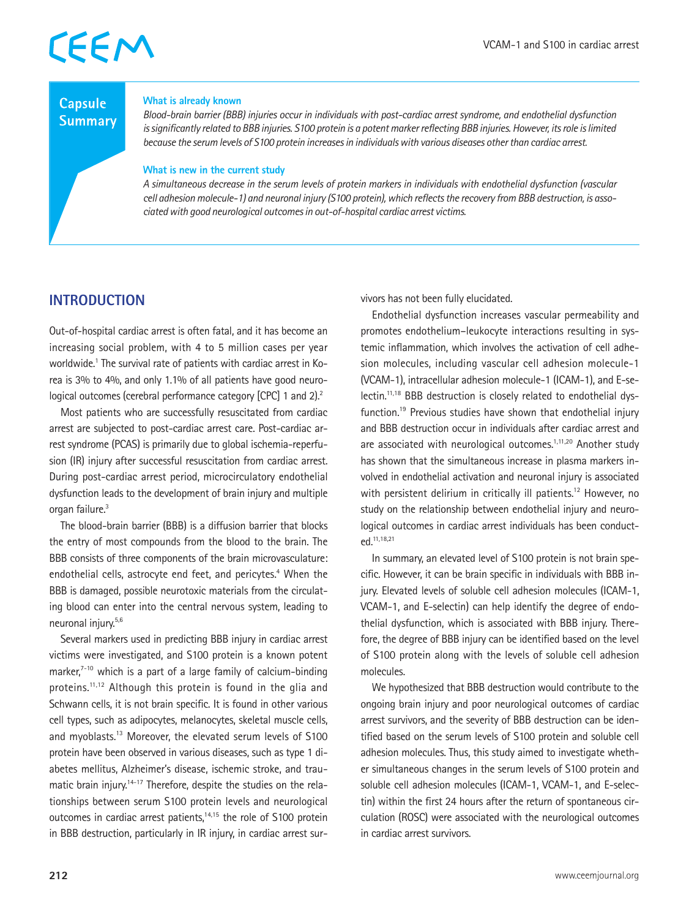## Capsule Summary

**What is already known**

*Blood-brain barrier (BBB) injuries occur in individuals with post-cardiac arrest syndrome, and endothelial dysfunction is significantly related to BBB injuries. S100 protein is a potent marker reflecting BBB injuries. However, its role is limited because the serum levels of S100 protein increases in individuals with various diseases other than cardiac arrest.*

**What is new in the current study**

*A simultaneous decrease in the serum levels of protein markers in individuals with endothelial dysfunction (vascular cell adhesion molecule-1) and neuronal injury (S100 protein), which reflects the recovery from BBB destruction, is associated with good neurological outcomes in out-of-hospital cardiac arrest victims.*

## INTRODUCTION

Out-of-hospital cardiac arrest is often fatal, and it has become an increasing social problem, with 4 to 5 million cases per year worldwide.[1] The survival rate of patients with cardiac arrest in Korea is 3% to 4%, and only 1.1% of all patients have good neurological outcomes (cerebral performance category [CPC] 1 and 2).[2]

Most patients who are successfully resuscitated from cardiac arrest are subjected to post-cardiac arrest care. Post-cardiac arrest syndrome (PCAS) is primarily due to global ischemia-reperfusion (IR) injury after successful resuscitation from cardiac arrest. During post-cardiac arrest period, microcirculatory endothelial dysfunction leads to the development of brain injury and multiple organ failure.[3]

The blood-brain barrier (BBB) is a diffusion barrier that blocks the entry of most compounds from the blood to the brain. The BBB consists of three components of the brain microvasculature: endothelial cells, astrocyte end feet, and pericytes.[4] When the BBB is damaged, possible neurotoxic materials from the circulating blood can enter into the central nervous system, leading to neuronal injury.[5,6]

Several markers used in predicting BBB injury in cardiac arrest victims were investigated, and S100 protein is a known potent marker,[7-10] which is a part of a large family of calcium-binding proteins.[11,12] Although this protein is found in the glia and Schwann cells, it is not brain specific. It is found in other various cell types, such as adipocytes, melanocytes, skeletal muscle cells, and myoblasts.[13] Moreover, the elevated serum levels of S100 protein have been observed in various diseases, such as type 1 diabetes mellitus, Alzheimer's disease, ischemic stroke, and traumatic brain injury.[14-17] Therefore, despite the studies on the relationships between serum S100 protein levels and neurological outcomes in cardiac arrest patients,[14,15] the role of S100 protein in BBB destruction, particularly in IR injury, in cardiac arrest survivors has not been fully elucidated.

Endothelial dysfunction increases vascular permeability and promotes endothelium–leukocyte interactions resulting in systemic inflammation, which involves the activation of cell adhesion molecules, including vascular cell adhesion molecule-1 (VCAM-1), intracellular adhesion molecule-1 (ICAM-1), and E-selectin.[11,18] BBB destruction is closely related to endothelial dysfunction.[19] Previous studies have shown that endothelial injury and BBB destruction occur in individuals after cardiac arrest and are associated with neurological outcomes.[1,11,20] Another study has shown that the simultaneous increase in plasma markers involved in endothelial activation and neuronal injury is associated with persistent delirium in critically ill patients.[12] However, no study on the relationship between endothelial injury and neurological outcomes in cardiac arrest individuals has been conducted.[11,18,21]

In summary, an elevated level of S100 protein is not brain specific. However, it can be brain specific in individuals with BBB injury. Elevated levels of soluble cell adhesion molecules (ICAM-1, VCAM-1, and E-selectin) can help identify the degree of endothelial dysfunction, which is associated with BBB injury. Therefore, the degree of BBB injury can be identified based on the level of S100 protein along with the levels of soluble cell adhesion molecules.

We hypothesized that BBB destruction would contribute to the ongoing brain injury and poor neurological outcomes of cardiac arrest survivors, and the severity of BBB destruction can be identified based on the serum levels of S100 protein and soluble cell adhesion molecules. Thus, this study aimed to investigate whether simultaneous changes in the serum levels of S100 protein and soluble cell adhesion molecules (ICAM-1, VCAM-1, and E-selectin) within the first 24 hours after the return of spontaneous circulation (ROSC) were associated with the neurological outcomes in cardiac arrest survivors.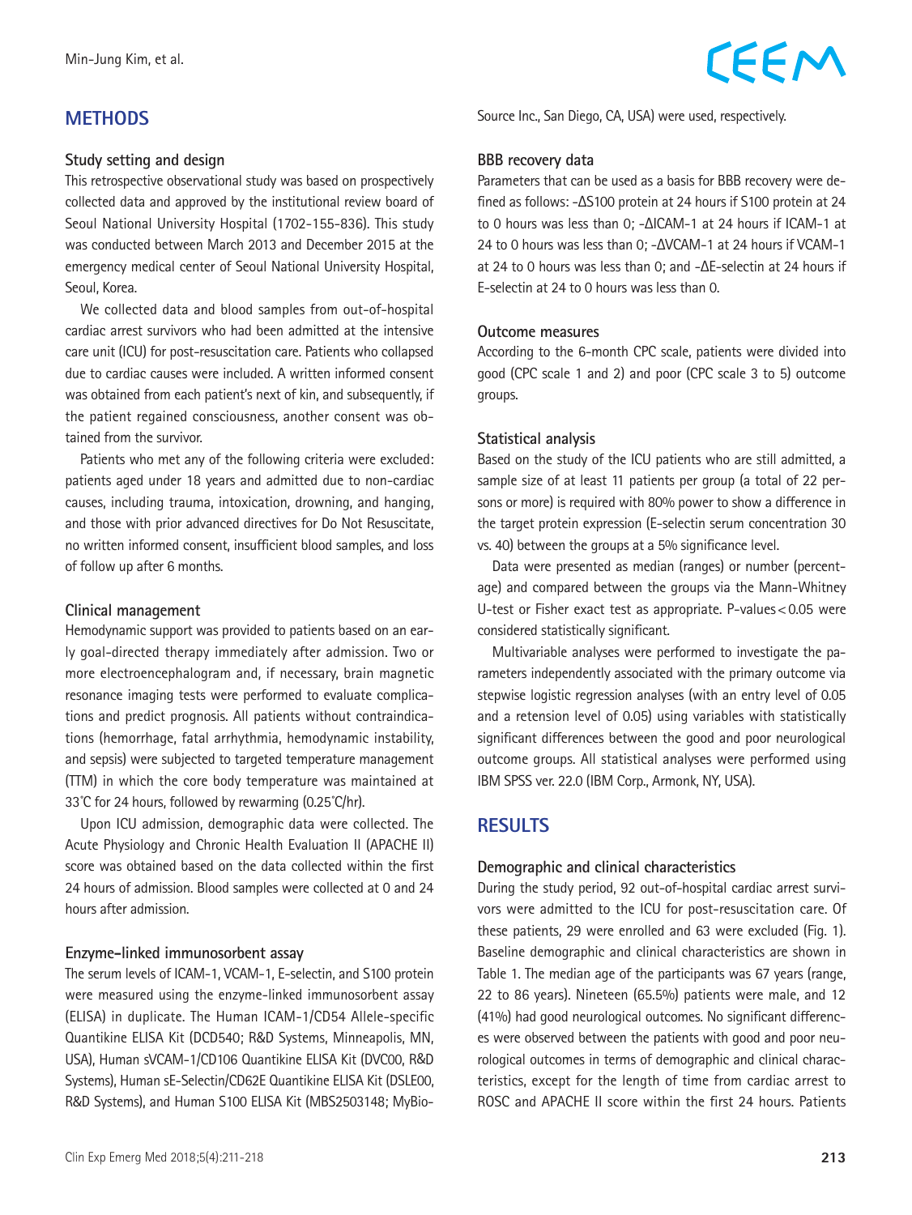## METHODS

### Study setting and design

This retrospective observational study was based on prospectively collected data and approved by the institutional review board of Seoul National University Hospital (1702-155-836). This study was conducted between March 2013 and December 2015 at the emergency medical center of Seoul National University Hospital, Seoul, Korea.

We collected data and blood samples from out-of-hospital cardiac arrest survivors who had been admitted at the intensive care unit (ICU) for post-resuscitation care. Patients who collapsed due to cardiac causes were included. A written informed consent was obtained from each patient's next of kin, and subsequently, if the patient regained consciousness, another consent was obtained from the survivor.

Patients who met any of the following criteria were excluded: patients aged under 18 years and admitted due to non-cardiac causes, including trauma, intoxication, drowning, and hanging, and those with prior advanced directives for Do Not Resuscitate, no written informed consent, insufficient blood samples, and loss of follow up after 6 months.

### Clinical management

Hemodynamic support was provided to patients based on an early goal-directed therapy immediately after admission. Two or more electroencephalogram and, if necessary, brain magnetic resonance imaging tests were performed to evaluate complications and predict prognosis. All patients without contraindications (hemorrhage, fatal arrhythmia, hemodynamic instability, and sepsis) were subjected to targeted temperature management (TTM) in which the core body temperature was maintained at 33°C for 24 hours, followed by rewarming (0.25°C/hr).

Upon ICU admission, demographic data were collected. The Acute Physiology and Chronic Health Evaluation II (APACHE II) score was obtained based on the data collected within the first 24 hours of admission. Blood samples were collected at 0 and 24 hours after admission.

### Enzyme-linked immunosorbent assay

The serum levels of ICAM-1, VCAM-1, E-selectin, and S100 protein were measured using the enzyme-linked immunosorbent assay (ELISA) in duplicate. The Human ICAM-1/CD54 Allele-specific Quantikine ELISA Kit (DCD540; R&D Systems, Minneapolis, MN, USA), Human sVCAM-1/CD106 Quantikine ELISA Kit (DVC00, R&D Systems), Human sE-Selectin/CD62E Quantikine ELISA Kit (DSLE00, R&D Systems), and Human S100 ELISA Kit (MBS2503148; MyBioSource Inc., San Diego, CA, USA) were used, respectively.

### BBB recovery data

Parameters that can be used as a basis for BBB recovery were defined as follows: -ΔS100 protein at 24 hours if S100 protein at 24 to 0 hours was less than 0; -ΔICAM-1 at 24 hours if ICAM-1 at 24 to 0 hours was less than 0; -ΔVCAM-1 at 24 hours if VCAM-1 at 24 to 0 hours was less than 0; and -ΔE-selectin at 24 hours if E-selectin at 24 to 0 hours was less than 0.

### Outcome measures

According to the 6-month CPC scale, patients were divided into good (CPC scale 1 and 2) and poor (CPC scale 3 to 5) outcome groups.

### Statistical analysis

Based on the study of the ICU patients who are still admitted, a sample size of at least 11 patients per group (a total of 22 persons or more) is required with 80% power to show a difference in the target protein expression (E-selectin serum concentration 30 vs. 40) between the groups at a 5% significance level.

Data were presented as median (ranges) or number (percentage) and compared between the groups via the Mann-Whitney U-test or Fisher exact test as appropriate. P-values < 0.05 were considered statistically significant.

Multivariable analyses were performed to investigate the parameters independently associated with the primary outcome via stepwise logistic regression analyses (with an entry level of 0.05 and a retension level of 0.05) using variables with statistically significant differences between the good and poor neurological outcome groups. All statistical analyses were performed using IBM SPSS ver. 22.0 (IBM Corp., Armonk, NY, USA).

## RESULTS

### Demographic and clinical characteristics

During the study period, 92 out-of-hospital cardiac arrest survivors were admitted to the ICU for post-resuscitation care. Of these patients, 29 were enrolled and 63 were excluded (Fig. 1). Baseline demographic and clinical characteristics are shown in Table 1. The median age of the participants was 67 years (range, 22 to 86 years). Nineteen (65.5%) patients were male, and 12 (41%) had good neurological outcomes. No significant differences were observed between the patients with good and poor neurological outcomes in terms of demographic and clinical characteristics, except for the length of time from cardiac arrest to ROSC and APACHE II score within the first 24 hours. Patients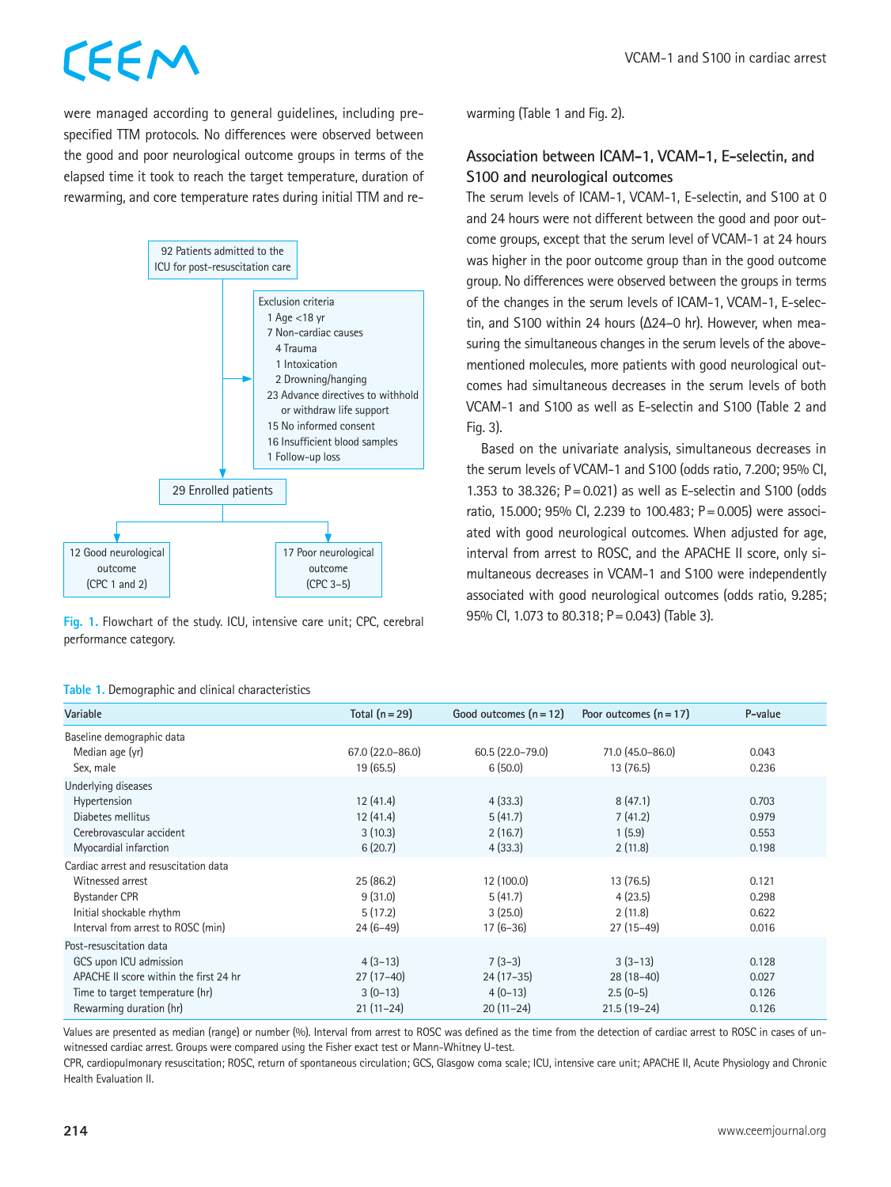were managed according to general guidelines, including pre-specified TTM protocols. No differences were observed between the good and poor neurological outcome groups in terms of the elapsed time it took to reach the target temperature, duration of rewarming, and core temperature rates during initial TTM and rewarming (Table 1 and Fig. 2).

92 Patients admitted to the ICU for post-resuscitation care

Exclusion criteria
- 1 Age <18 yr
- 7 Non-cardiac causes
  - 4 Trauma
  - 1 Intoxication
  - 2 Drowning/hanging
- 23 Advance directives to withhold or withdraw life support
- 15 No informed consent
- 16 Insufficient blood samples
- 1 Follow-up loss

29 Enrolled patients

12 Good neurological outcome (CPC 1 and 2)

17 Poor neurological outcome (CPC 3–5)

**Fig. 1.** Flowchart of the study. ICU, intensive care unit; CPC, cerebral performance category.

### Association between ICAM-1, VCAM-1, E-selectin, and S100 and neurological outcomes

The serum levels of ICAM-1, VCAM-1, E-selectin, and S100 at 0 and 24 hours were not different between the good and poor outcome groups, except that the serum level of VCAM-1 at 24 hours was higher in the poor outcome group than in the good outcome group. No differences were observed between the groups in terms of the changes in the serum levels of ICAM-1, VCAM-1, E-selectin, and S100 within 24 hours (Δ24–0 hr). However, when measuring the simultaneous changes in the serum levels of the above-mentioned molecules, more patients with good neurological outcomes had simultaneous decreases in the serum levels of both VCAM-1 and S100 as well as E-selectin and S100 (Table 2 and Fig. 3).

Based on the univariate analysis, simultaneous decreases in the serum levels of VCAM-1 and S100 (odds ratio, 7.200; 95% CI, 1.353 to 38.326; P=0.021) as well as E-selectin and S100 (odds ratio, 15.000; 95% CI, 2.239 to 100.483; P=0.005) were associated with good neurological outcomes. When adjusted for age, interval from arrest to ROSC, and the APACHE II score, only simultaneous decreases in VCAM-1 and S100 were independently associated with good neurological outcomes (odds ratio, 9.285; 95% CI, 1.073 to 80.318; P=0.043) (Table 3).

**Table 1.** Demographic and clinical characteristics

| Variable | Total (n=29) | Good outcomes (n=12) | Poor outcomes (n=17) | P-value |
|---|---|---|---|---|
| Baseline demographic data | | | | |
| Median age (yr) | 67.0 (22.0–86.0) | 60.5 (22.0–79.0) | 71.0 (45.0–86.0) | 0.043 |
| Sex, male | 19 (65.5) | 6 (50.0) | 13 (76.5) | 0.236 |
| Underlying diseases | | | | |
| Hypertension | 12 (41.4) | 4 (33.3) | 8 (47.1) | 0.703 |
| Diabetes mellitus | 12 (41.4) | 5 (41.7) | 7 (41.2) | 0.979 |
| Cerebrovascular accident | 3 (10.3) | 2 (16.7) | 1 (5.9) | 0.553 |
| Myocardial infarction | 6 (20.7) | 4 (33.3) | 2 (11.8) | 0.198 |
| Cardiac arrest and resuscitation data | | | | |
| Witnessed arrest | 25 (86.2) | 12 (100.0) | 13 (76.5) | 0.121 |
| Bystander CPR | 9 (31.0) | 5 (41.7) | 4 (23.5) | 0.298 |
| Initial shockable rhythm | 5 (17.2) | 3 (25.0) | 2 (11.8) | 0.622 |
| Interval from arrest to ROSC (min) | 24 (6–49) | 17 (6–36) | 27 (15–49) | 0.016 |
| Post-resuscitation data | | | | |
| GCS upon ICU admission | 4 (3–13) | 7 (3–3) | 3 (3–13) | 0.128 |
| APACHE II score within the first 24 hr | 27 (17–40) | 24 (17–35) | 28 (18–40) | 0.027 |
| Time to target temperature (hr) | 3 (0–13) | 4 (0–13) | 2.5 (0–5) | 0.126 |
| Rewarming duration (hr) | 21 (11–24) | 20 (11–24) | 21.5 (19–24) | 0.126 |

Values are presented as median (range) or number (%). Interval from arrest to ROSC was defined as the time from the detection of cardiac arrest to ROSC in cases of unwitnessed cardiac arrest. Groups were compared using the Fisher exact test or Mann-Whitney U-test.

CPR, cardiopulmonary resuscitation; ROSC, return of spontaneous circulation; GCS, Glasgow coma scale; ICU, intensive care unit; APACHE II, Acute Physiology and Chronic Health Evaluation II.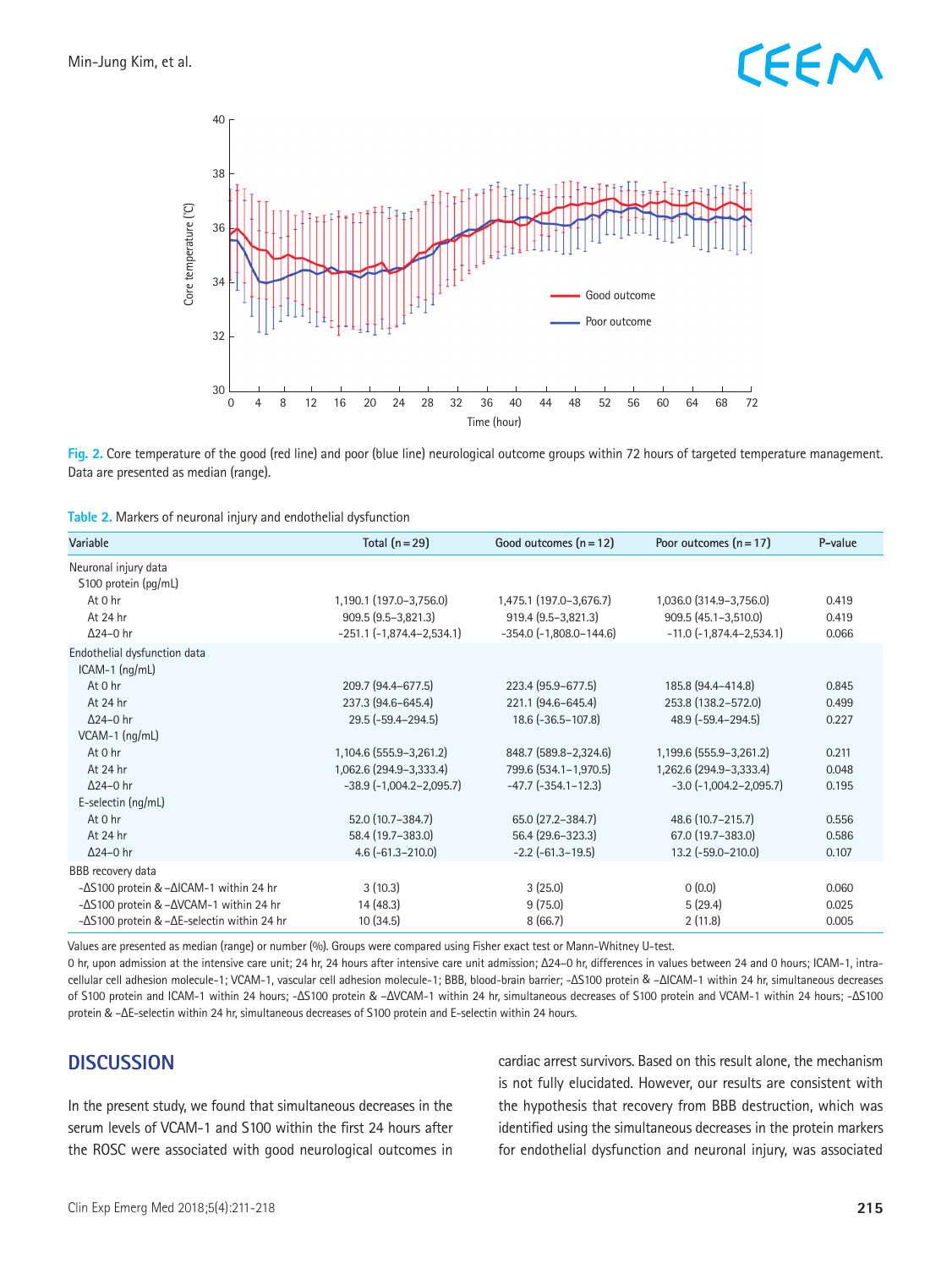**Fig. 2.** Core temperature of the good (red line) and poor (blue line) neurological outcome groups within 72 hours of targeted temperature management. Data are presented as median (range).

**Table 2.** Markers of neuronal injury and endothelial dysfunction

| Variable | Total (n = 29) | Good outcomes (n = 12) | Poor outcomes (n = 17) | P-value |
|---|---|---|---|---|
| Neuronal injury data | | | | |
| S100 protein (pg/mL) | | | | |
| At 0 hr | 1,190.1 (197.0–3,756.0) | 1,475.1 (197.0–3,676.7) | 1,036.0 (314.9–3,756.0) | 0.419 |
| At 24 hr | 909.5 (9.5–3,821.3) | 919.4 (9.5–3,821.3) | 909.5 (45.1–3,510.0) | 0.419 |
| Δ24–0 hr | -251.1 (-1,874.4–2,534.1) | -354.0 (-1,808.0–144.6) | -11.0 (-1,874.4–2,534.1) | 0.066 |
| Endothelial dysfunction data | | | | |
| ICAM-1 (ng/mL) | | | | |
| At 0 hr | 209.7 (94.4–677.5) | 223.4 (95.9–677.5) | 185.8 (94.4–414.8) | 0.845 |
| At 24 hr | 237.3 (94.6–645.4) | 221.1 (94.6–645.4) | 253.8 (138.2–572.0) | 0.499 |
| Δ24–0 hr | 29.5 (-59.4–294.5) | 18.6 (-36.5–107.8) | 48.9 (-59.4–294.5) | 0.227 |
| VCAM-1 (ng/mL) | | | | |
| At 0 hr | 1,104.6 (555.9–3,261.2) | 848.7 (589.8–2,324.6) | 1,199.6 (555.9–3,261.2) | 0.211 |
| At 24 hr | 1,062.6 (294.9–3,333.4) | 799.6 (534.1–1,970.5) | 1,262.6 (294.9–3,333.4) | 0.048 |
| Δ24–0 hr | -38.9 (-1,004.2–2,095.7) | -47.7 (-354.1–12.3) | -3.0 (-1,004.2–2,095.7) | 0.195 |
| E-selectin (ng/mL) | | | | |
| At 0 hr | 52.0 (10.7–384.7) | 65.0 (27.2–384.7) | 48.6 (10.7–215.7) | 0.556 |
| At 24 hr | 58.4 (19.7–383.0) | 56.4 (29.6–323.3) | 67.0 (19.7–383.0) | 0.586 |
| Δ24–0 hr | 4.6 (-61.3–210.0) | -2.2 (-61.3–19.5) | 13.2 (-59.0–210.0) | 0.107 |
| BBB recovery data | | | | |
| -ΔS100 protein & -ΔICAM-1 within 24 hr | 3 (10.3) | 3 (25.0) | 0 (0.0) | 0.060 |
| -ΔS100 protein & -ΔVCAM-1 within 24 hr | 14 (48.3) | 9 (75.0) | 5 (29.4) | 0.025 |
| -ΔS100 protein & -ΔE-selectin within 24 hr | 10 (34.5) | 8 (66.7) | 2 (11.8) | 0.005 |

Values are presented as median (range) or number (%). Groups were compared using Fisher exact test or Mann-Whitney U-test.

0 hr, upon admission at the intensive care unit; 24 hr, 24 hours after intensive care unit admission; Δ24–0 hr, differences in values between 24 and 0 hours; ICAM-1, intracellular cell adhesion molecule-1; VCAM-1, vascular cell adhesion molecule-1; BBB, blood-brain barrier; -ΔS100 protein & -ΔICAM-1 within 24 hr, simultaneous decreases of S100 protein and ICAM-1 within 24 hours; -ΔS100 protein & -ΔVCAM-1 within 24 hr, simultaneous decreases of S100 protein and VCAM-1 within 24 hours; -ΔS100 protein & -ΔE-selectin within 24 hr, simultaneous decreases of S100 protein and E-selectin within 24 hours.

## DISCUSSION

In the present study, we found that simultaneous decreases in the serum levels of VCAM-1 and S100 within the first 24 hours after the ROSC were associated with good neurological outcomes in cardiac arrest survivors. Based on this result alone, the mechanism is not fully elucidated. However, our results are consistent with the hypothesis that recovery from BBB destruction, which was identified using the simultaneous decreases in the protein markers for endothelial dysfunction and neuronal injury, was associated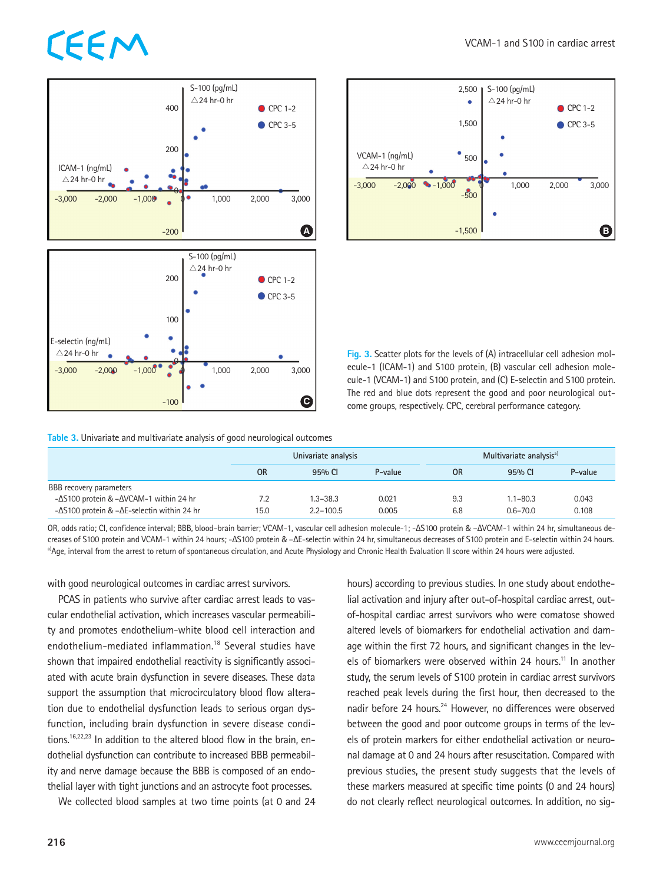Fig. 3. Scatter plots for the levels of (A) intracellular cell adhesion molecule-1 (ICAM-1) and S100 protein, (B) vascular cell adhesion molecule-1 (VCAM-1) and S100 protein, and (C) E-selectin and S100 protein. The red and blue dots represent the good and poor neurological outcome groups, respectively. CPC, cerebral performance category.

Table 3. Univariate and multivariate analysis of good neurological outcomes

| | Univariate analysis | | | Multivariate analysis[a] | | |
|---|---|---|---|---|---|---|
| | OR | 95% CI | P-value | OR | 95% CI | P-value |
| BBB recovery parameters | | | | | | |
| -ΔS100 protein & -ΔVCAM-1 within 24 hr | 7.2 | 1.3–38.3 | 0.021 | 9.3 | 1.1–80.3 | 0.043 |
| -ΔS100 protein & -ΔE-selectin within 24 hr | 15.0 | 2.2–100.5 | 0.005 | 6.8 | 0.6–70.0 | 0.108 |

OR, odds ratio; CI, confidence interval; BBB, blood–brain barrier; VCAM-1, vascular cell adhesion molecule-1; -ΔS100 protein & -ΔVCAM-1 within 24 hr, simultaneous decreases of S100 protein and VCAM-1 within 24 hours; -ΔS100 protein & -ΔE-selectin within 24 hr, simultaneous decreases of S100 protein and E-selectin within 24 hours.
[a]Age, interval from the arrest to return of spontaneous circulation, and Acute Physiology and Chronic Health Evaluation II score within 24 hours were adjusted.

with good neurological outcomes in cardiac arrest survivors.

PCAS in patients who survive after cardiac arrest leads to vascular endothelial activation, which increases vascular permeability and promotes endothelium-white blood cell interaction and endothelium-mediated inflammation.[18] Several studies have shown that impaired endothelial reactivity is significantly associated with acute brain dysfunction in severe diseases. These data support the assumption that microcirculatory blood flow alteration due to endothelial dysfunction leads to serious organ dysfunction, including brain dysfunction in severe disease conditions.[16,22,23] In addition to the altered blood flow in the brain, endothelial dysfunction can contribute to increased BBB permeability and nerve damage because the BBB is composed of an endothelial layer with tight junctions and an astrocyte foot processes.

We collected blood samples at two time points (at 0 and 24 hours) according to previous studies. In one study about endothelial activation and injury after out-of-hospital cardiac arrest, out-of-hospital cardiac arrest survivors who were comatose showed altered levels of biomarkers for endothelial activation and damage within the first 72 hours, and significant changes in the levels of biomarkers were observed within 24 hours.[11] In another study, the serum levels of S100 protein in cardiac arrest survivors reached peak levels during the first hour, then decreased to the nadir before 24 hours.[24] However, no differences were observed between the good and poor outcome groups in terms of the levels of protein markers for either endothelial activation or neuronal damage at 0 and 24 hours after resuscitation. Compared with previous studies, the present study suggests that the levels of these markers measured at specific time points (0 and 24 hours) do not clearly reflect neurological outcomes. In addition, no sig-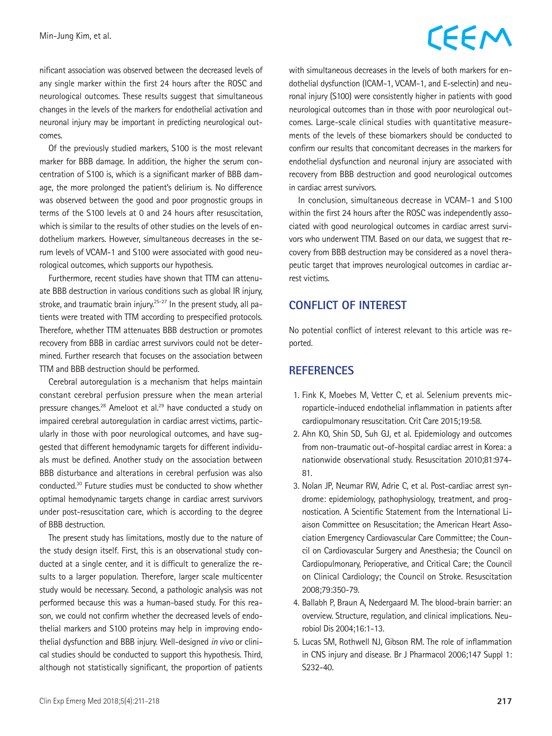nificant association was observed between the decreased levels of any single marker within the first 24 hours after the ROSC and neurological outcomes. These results suggest that simultaneous changes in the levels of the markers for endothelial activation and neuronal injury may be important in predicting neurological outcomes.

Of the previously studied markers, S100 is the most relevant marker for BBB damage. In addition, the higher the serum concentration of S100 is, which is a significant marker of BBB damage, the more prolonged the patient's delirium is. No difference was observed between the good and poor prognostic groups in terms of the S100 levels at 0 and 24 hours after resuscitation, which is similar to the results of other studies on the levels of endothelium markers. However, simultaneous decreases in the serum levels of VCAM-1 and S100 were associated with good neurological outcomes, which supports our hypothesis.

Furthermore, recent studies have shown that TTM can attenuate BBB destruction in various conditions such as global IR injury, stroke, and traumatic brain injury.[25-27] In the present study, all patients were treated with TTM according to prespecified protocols. Therefore, whether TTM attenuates BBB destruction or promotes recovery from BBB in cardiac arrest survivors could not be determined. Further research that focuses on the association between TTM and BBB destruction should be performed.

Cerebral autoregulation is a mechanism that helps maintain constant cerebral perfusion pressure when the mean arterial pressure changes.[28] Ameloot et al.[29] have conducted a study on impaired cerebral autoregulation in cardiac arrest victims, particularly in those with poor neurological outcomes, and have suggested that different hemodynamic targets for different individuals must be defined. Another study on the association between BBB disturbance and alterations in cerebral perfusion was also conducted.[30] Future studies must be conducted to show whether optimal hemodynamic targets change in cardiac arrest survivors under post-resuscitation care, which is according to the degree of BBB destruction.

The present study has limitations, mostly due to the nature of the study design itself. First, this is an observational study conducted at a single center, and it is difficult to generalize the results to a larger population. Therefore, larger scale multicenter study would be necessary. Second, a pathologic analysis was not performed because this was a human-based study. For this reason, we could not confirm whether the decreased levels of endothelial markers and S100 proteins may help in improving endothelial dysfunction and BBB injury. Well-designed *in vivo* or clinical studies should be conducted to support this hypothesis. Third, although not statistically significant, the proportion of patients with simultaneous decreases in the levels of both markers for endothelial dysfunction (ICAM-1, VCAM-1, and E-selectin) and neuronal injury (S100) were consistently higher in patients with good neurological outcomes than in those with poor neurological outcomes. Large-scale clinical studies with quantitative measurements of the levels of these biomarkers should be conducted to confirm our results that concomitant decreases in the markers for endothelial dysfunction and neuronal injury are associated with recovery from BBB destruction and good neurological outcomes in cardiac arrest survivors.

In conclusion, simultaneous decrease in VCAM-1 and S100 within the first 24 hours after the ROSC was independently associated with good neurological outcomes in cardiac arrest survivors who underwent TTM. Based on our data, we suggest that recovery from BBB destruction may be considered as a novel therapeutic target that improves neurological outcomes in cardiac arrest victims.

## CONFLICT OF INTEREST

No potential conflict of interest relevant to this article was reported.

## REFERENCES

1. Fink K, Moebes M, Vetter C, et al. Selenium prevents microparticle-induced endothelial inflammation in patients after cardiopulmonary resuscitation. Crit Care 2015;19:58.
2. Ahn KO, Shin SD, Suh GJ, et al. Epidemiology and outcomes from non-traumatic out-of-hospital cardiac arrest in Korea: a nationwide observational study. Resuscitation 2010;81:974-81.
3. Nolan JP, Neumar RW, Adrie C, et al. Post-cardiac arrest syndrome: epidemiology, pathophysiology, treatment, and prognostication. A Scientific Statement from the International Liaison Committee on Resuscitation; the American Heart Association Emergency Cardiovascular Care Committee; the Council on Cardiovascular Surgery and Anesthesia; the Council on Cardiopulmonary, Perioperative, and Critical Care; the Council on Clinical Cardiology; the Council on Stroke. Resuscitation 2008;79:350-79.
4. Ballabh P, Braun A, Nedergaard M. The blood-brain barrier: an overview. Structure, regulation, and clinical implications. Neurobiol Dis 2004;16:1-13.
5. Lucas SM, Rothwell NJ, Gibson RM. The role of inflammation in CNS injury and disease. Br J Pharmacol 2006;147 Suppl 1: S232-40.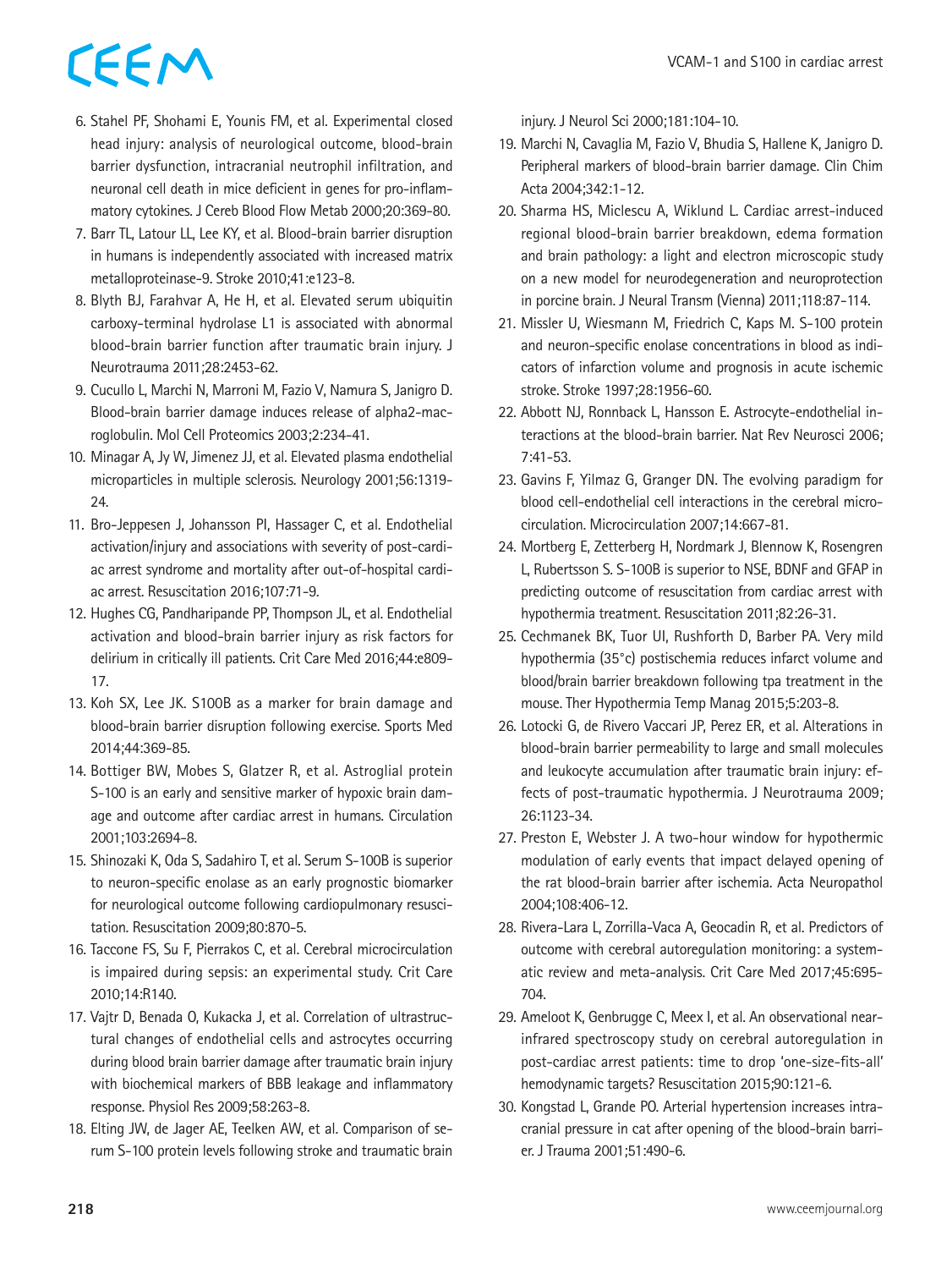6. Stahel PF, Shohami E, Younis FM, et al. Experimental closed head injury: analysis of neurological outcome, blood-brain barrier dysfunction, intracranial neutrophil infiltration, and neuronal cell death in mice deficient in genes for pro-inflammatory cytokines. J Cereb Blood Flow Metab 2000;20:369-80.
7. Barr TL, Latour LL, Lee KY, et al. Blood-brain barrier disruption in humans is independently associated with increased matrix metalloproteinase-9. Stroke 2010;41:e123-8.
8. Blyth BJ, Farahvar A, He H, et al. Elevated serum ubiquitin carboxy-terminal hydrolase L1 is associated with abnormal blood-brain barrier function after traumatic brain injury. J Neurotrauma 2011;28:2453-62.
9. Cucullo L, Marchi N, Marroni M, Fazio V, Namura S, Janigro D. Blood-brain barrier damage induces release of alpha2-macroglobulin. Mol Cell Proteomics 2003;2:234-41.
10. Minagar A, Jy W, Jimenez JJ, et al. Elevated plasma endothelial microparticles in multiple sclerosis. Neurology 2001;56:1319-24.
11. Bro-Jeppesen J, Johansson PI, Hassager C, et al. Endothelial activation/injury and associations with severity of post-cardiac arrest syndrome and mortality after out-of-hospital cardiac arrest. Resuscitation 2016;107:71-9.
12. Hughes CG, Pandharipande PP, Thompson JL, et al. Endothelial activation and blood-brain barrier injury as risk factors for delirium in critically ill patients. Crit Care Med 2016;44:e809-17.
13. Koh SX, Lee JK. S100B as a marker for brain damage and blood-brain barrier disruption following exercise. Sports Med 2014;44:369-85.
14. Bottiger BW, Mobes S, Glatzer R, et al. Astroglial protein S-100 is an early and sensitive marker of hypoxic brain damage and outcome after cardiac arrest in humans. Circulation 2001;103:2694-8.
15. Shinozaki K, Oda S, Sadahiro T, et al. Serum S-100B is superior to neuron-specific enolase as an early prognostic biomarker for neurological outcome following cardiopulmonary resuscitation. Resuscitation 2009;80:870-5.
16. Taccone FS, Su F, Pierrakos C, et al. Cerebral microcirculation is impaired during sepsis: an experimental study. Crit Care 2010;14:R140.
17. Vajtr D, Benada O, Kukacka J, et al. Correlation of ultrastructural changes of endothelial cells and astrocytes occurring during blood brain barrier damage after traumatic brain injury with biochemical markers of BBB leakage and inflammatory response. Physiol Res 2009;58:263-8.
18. Elting JW, de Jager AE, Teelken AW, et al. Comparison of serum S-100 protein levels following stroke and traumatic brain injury. J Neurol Sci 2000;181:104-10.
19. Marchi N, Cavaglia M, Fazio V, Bhudia S, Hallene K, Janigro D. Peripheral markers of blood-brain barrier damage. Clin Chim Acta 2004;342:1-12.
20. Sharma HS, Miclescu A, Wiklund L. Cardiac arrest-induced regional blood-brain barrier breakdown, edema formation and brain pathology: a light and electron microscopic study on a new model for neurodegeneration and neuroprotection in porcine brain. J Neural Transm (Vienna) 2011;118:87-114.
21. Missler U, Wiesmann M, Friedrich C, Kaps M. S-100 protein and neuron-specific enolase concentrations in blood as indicators of infarction volume and prognosis in acute ischemic stroke. Stroke 1997;28:1956-60.
22. Abbott NJ, Ronnback L, Hansson E. Astrocyte-endothelial interactions at the blood-brain barrier. Nat Rev Neurosci 2006;7:41-53.
23. Gavins F, Yilmaz G, Granger DN. The evolving paradigm for blood cell-endothelial cell interactions in the cerebral microcirculation. Microcirculation 2007;14:667-81.
24. Mortberg E, Zetterberg H, Nordmark J, Blennow K, Rosengren L, Rubertsson S. S-100B is superior to NSE, BDNF and GFAP in predicting outcome of resuscitation from cardiac arrest with hypothermia treatment. Resuscitation 2011;82:26-31.
25. Cechmanek BK, Tuor UI, Rushforth D, Barber PA. Very mild hypothermia (35°c) postischemia reduces infarct volume and blood/brain barrier breakdown following tpa treatment in the mouse. Ther Hypothermia Temp Manag 2015;5:203-8.
26. Lotocki G, de Rivero Vaccari JP, Perez ER, et al. Alterations in blood-brain barrier permeability to large and small molecules and leukocyte accumulation after traumatic brain injury: effects of post-traumatic hypothermia. J Neurotrauma 2009;26:1123-34.
27. Preston E, Webster J. A two-hour window for hypothermic modulation of early events that impact delayed opening of the rat blood-brain barrier after ischemia. Acta Neuropathol 2004;108:406-12.
28. Rivera-Lara L, Zorrilla-Vaca A, Geocadin R, et al. Predictors of outcome with cerebral autoregulation monitoring: a systematic review and meta-analysis. Crit Care Med 2017;45:695-704.
29. Ameloot K, Genbrugge C, Meex I, et al. An observational near-infrared spectroscopy study on cerebral autoregulation in post-cardiac arrest patients: time to drop 'one-size-fits-all' hemodynamic targets? Resuscitation 2015;90:121-6.
30. Kongstad L, Grande PO. Arterial hypertension increases intracranial pressure in cat after opening of the blood-brain barrier. J Trauma 2001;51:490-6.